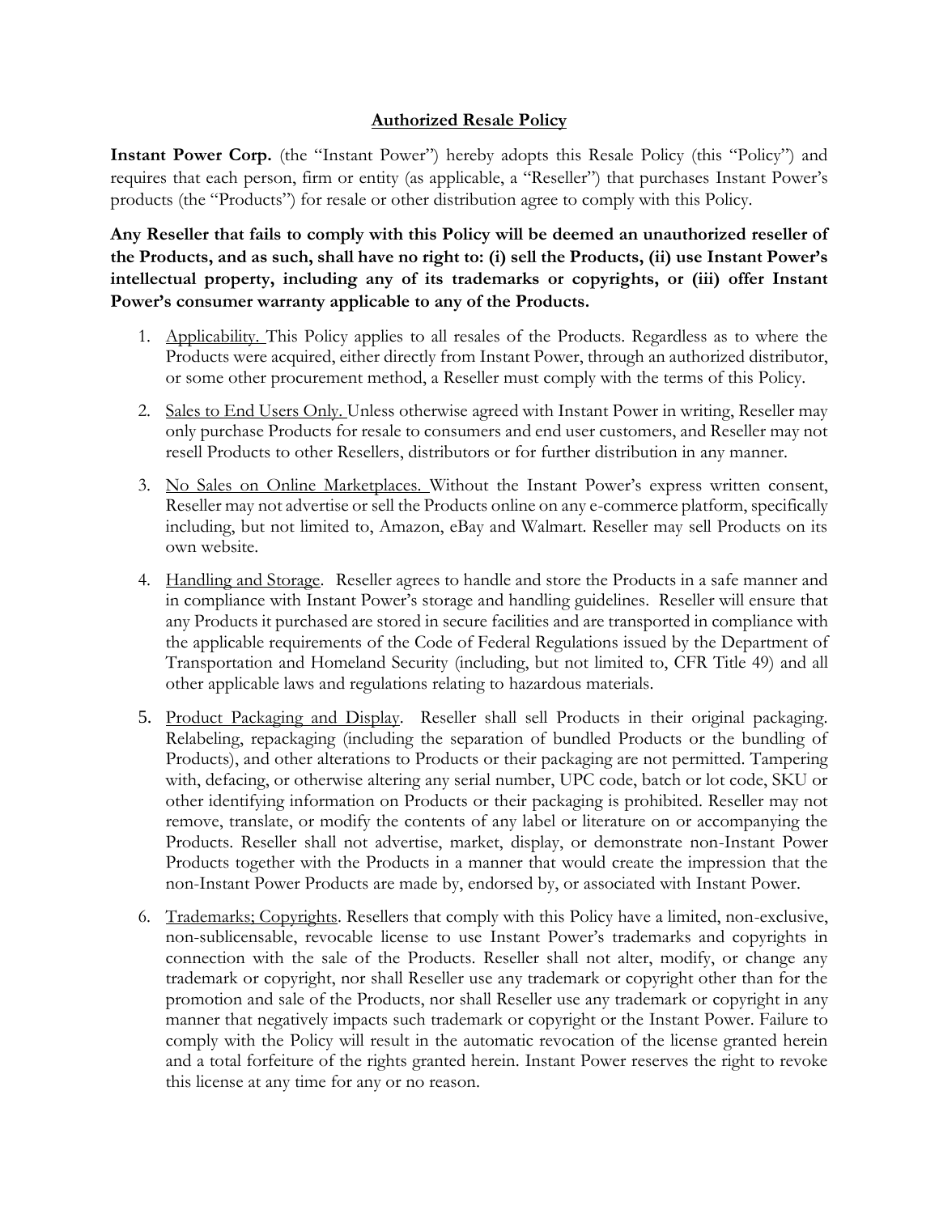# Authorized Resale Policy

**Instant Power Corp.** (the "Instant Power") hereby adopts this Resale Policy (this "Policy") and requires that each person, firm or entity (as applicable, a "Reseller") that purchases Instant Power's products (the "Products") for resale or other distribution agree to comply with this Policy.

**Any Reseller that fails to comply with this Policy will be deemed an unauthorized reseller of the Products, and as such, shall have no right to: (i) sell the Products, (ii) use Instant Power's intellectual property, including any of its trademarks or copyrights, or (iii) offer Instant Power's consumer warranty applicable to any of the Products.**

1. Applicability. This Policy applies to all resales of the Products. Regardless as to where the Products were acquired, either directly from Instant Power, through an authorized distributor, or some other procurement method, a Reseller must comply with the terms of this Policy.

2. Sales to End Users Only. Unless otherwise agreed with Instant Power in writing, Reseller may only purchase Products for resale to consumers and end user customers, and Reseller may not resell Products to other Resellers, distributors or for further distribution in any manner.

3. No Sales on Online Marketplaces. Without the Instant Power's express written consent, Reseller may not advertise or sell the Products online on any e-commerce platform, specifically including, but not limited to, Amazon, eBay and Walmart. Reseller may sell Products on its own website.

4. Handling and Storage. Reseller agrees to handle and store the Products in a safe manner and in compliance with Instant Power's storage and handling guidelines. Reseller will ensure that any Products it purchased are stored in secure facilities and are transported in compliance with the applicable requirements of the Code of Federal Regulations issued by the Department of Transportation and Homeland Security (including, but not limited to, CFR Title 49) and all other applicable laws and regulations relating to hazardous materials.

5. Product Packaging and Display. Reseller shall sell Products in their original packaging. Relabeling, repackaging (including the separation of bundled Products or the bundling of Products), and other alterations to Products or their packaging are not permitted. Tampering with, defacing, or otherwise altering any serial number, UPC code, batch or lot code, SKU or other identifying information on Products or their packaging is prohibited. Reseller may not remove, translate, or modify the contents of any label or literature on or accompanying the Products. Reseller shall not advertise, market, display, or demonstrate non-Instant Power Products together with the Products in a manner that would create the impression that the non-Instant Power Products are made by, endorsed by, or associated with Instant Power.

6. Trademarks; Copyrights. Resellers that comply with this Policy have a limited, non-exclusive, non-sublicensable, revocable license to use Instant Power's trademarks and copyrights in connection with the sale of the Products. Reseller shall not alter, modify, or change any trademark or copyright, nor shall Reseller use any trademark or copyright other than for the promotion and sale of the Products, nor shall Reseller use any trademark or copyright in any manner that negatively impacts such trademark or copyright or the Instant Power. Failure to comply with the Policy will result in the automatic revocation of the license granted herein and a total forfeiture of the rights granted herein. Instant Power reserves the right to revoke this license at any time for any or no reason.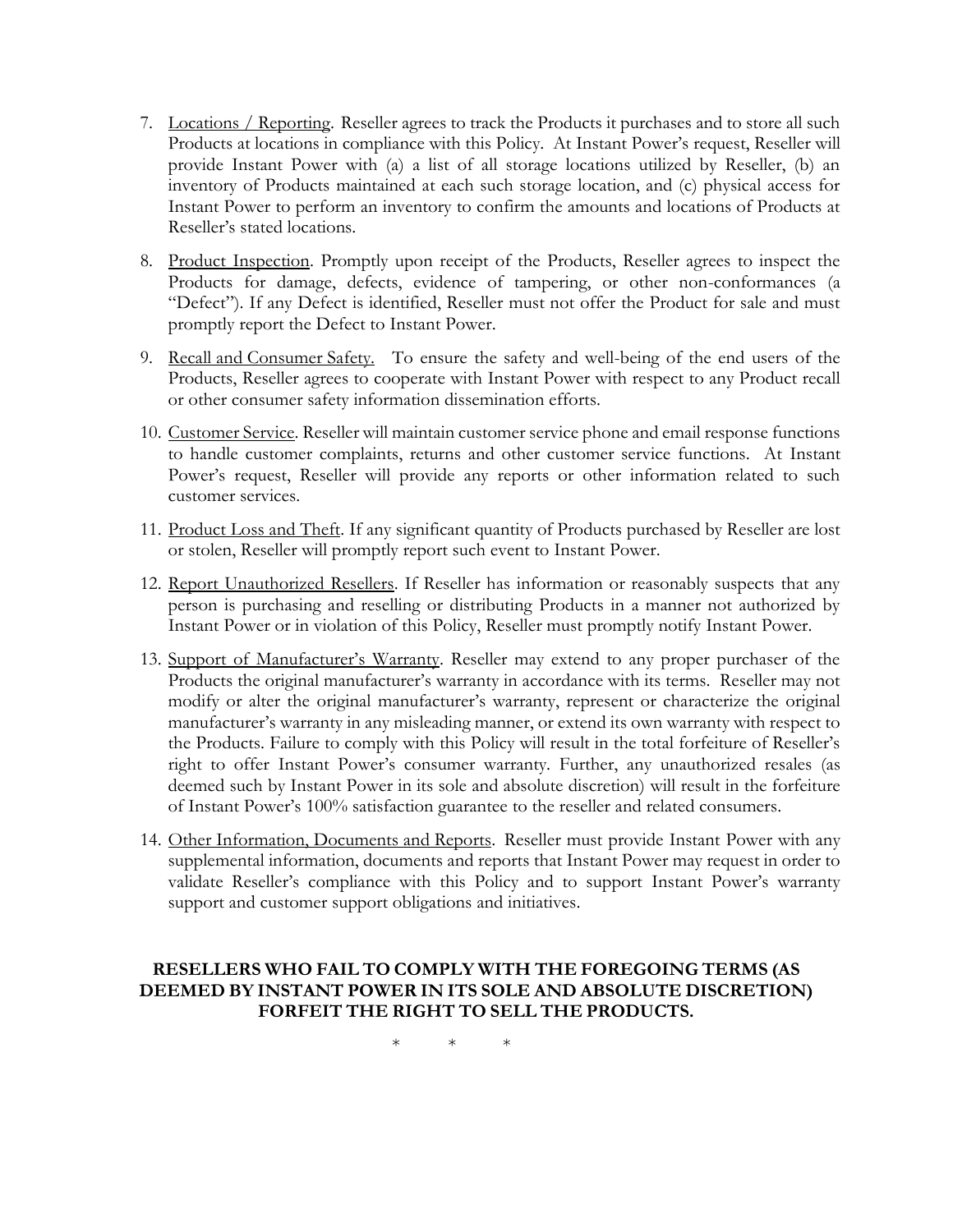7. Locations / Reporting. Reseller agrees to track the Products it purchases and to store all such Products at locations in compliance with this Policy. At Instant Power's request, Reseller will provide Instant Power with (a) a list of all storage locations utilized by Reseller, (b) an inventory of Products maintained at each such storage location, and (c) physical access for Instant Power to perform an inventory to confirm the amounts and locations of Products at Reseller's stated locations.

8. Product Inspection. Promptly upon receipt of the Products, Reseller agrees to inspect the Products for damage, defects, evidence of tampering, or other non-conformances (a "Defect"). If any Defect is identified, Reseller must not offer the Product for sale and must promptly report the Defect to Instant Power.

9. Recall and Consumer Safety. To ensure the safety and well-being of the end users of the Products, Reseller agrees to cooperate with Instant Power with respect to any Product recall or other consumer safety information dissemination efforts.

10. Customer Service. Reseller will maintain customer service phone and email response functions to handle customer complaints, returns and other customer service functions. At Instant Power's request, Reseller will provide any reports or other information related to such customer services.

11. Product Loss and Theft. If any significant quantity of Products purchased by Reseller are lost or stolen, Reseller will promptly report such event to Instant Power.

12. Report Unauthorized Resellers. If Reseller has information or reasonably suspects that any person is purchasing and reselling or distributing Products in a manner not authorized by Instant Power or in violation of this Policy, Reseller must promptly notify Instant Power.

13. Support of Manufacturer's Warranty. Reseller may extend to any proper purchaser of the Products the original manufacturer's warranty in accordance with its terms. Reseller may not modify or alter the original manufacturer's warranty, represent or characterize the original manufacturer's warranty in any misleading manner, or extend its own warranty with respect to the Products. Failure to comply with this Policy will result in the total forfeiture of Reseller's right to offer Instant Power's consumer warranty. Further, any unauthorized resales (as deemed such by Instant Power in its sole and absolute discretion) will result in the forfeiture of Instant Power's 100% satisfaction guarantee to the reseller and related consumers.

14. Other Information, Documents and Reports. Reseller must provide Instant Power with any supplemental information, documents and reports that Instant Power may request in order to validate Reseller's compliance with this Policy and to support Instant Power's warranty support and customer support obligations and initiatives.

**RESELLERS WHO FAIL TO COMPLY WITH THE FOREGOING TERMS (AS DEEMED BY INSTANT POWER IN ITS SOLE AND ABSOLUTE DISCRETION) FORFEIT THE RIGHT TO SELL THE PRODUCTS.**

\* \* \*